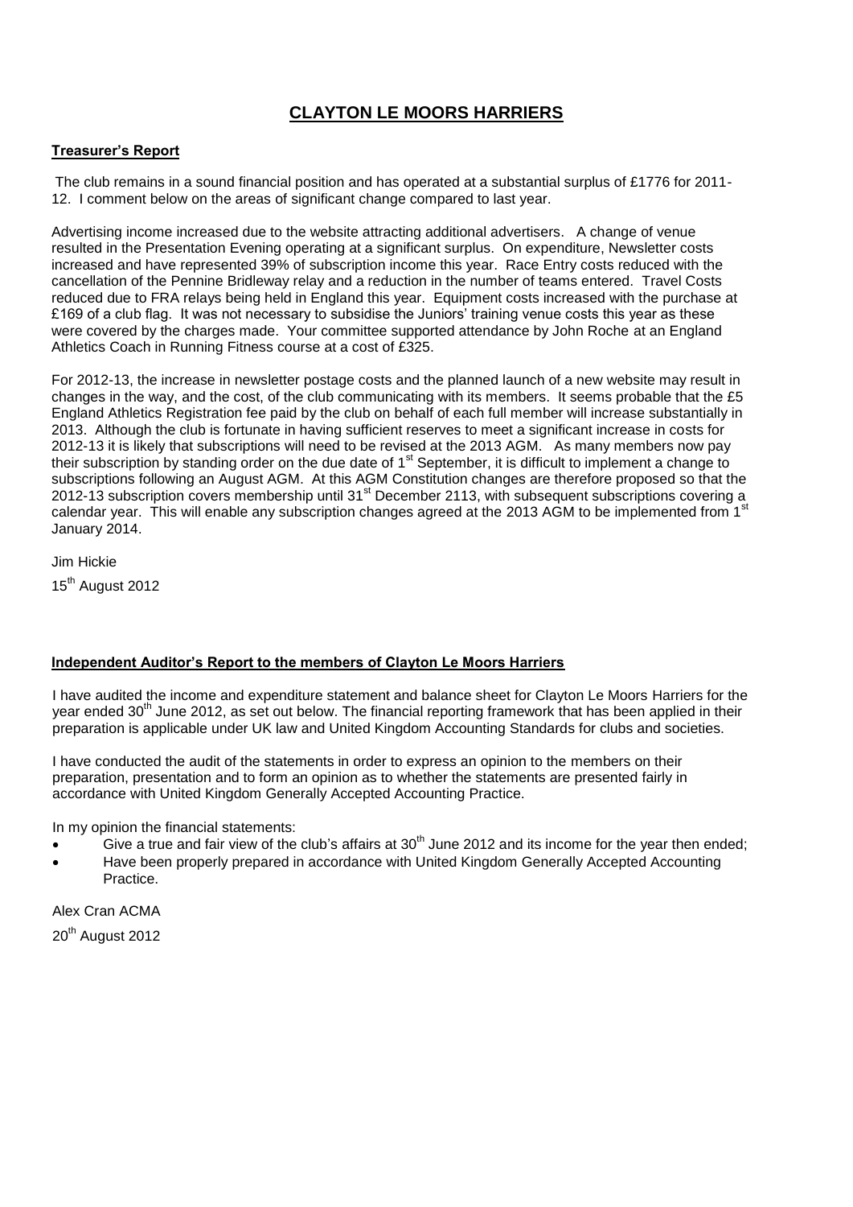# CLAYTON LE MOORS HARRIERS

## Treasurer's Report

The club remains in a sound financial position and has operated at a substantial surplus of £1776 for 2011-12. I comment below on the areas of significant change compared to last year.

Advertising income increased due to the website attracting additional advertisers. A change of venue resulted in the Presentation Evening operating at a significant surplus. On expenditure, Newsletter costs increased and have represented 39% of subscription income this year. Race Entry costs reduced with the cancellation of the Pennine Bridleway relay and a reduction in the number of teams entered. Travel Costs reduced due to FRA relays being held in England this year. Equipment costs increased with the purchase at £169 of a club flag. It was not necessary to subsidise the Juniors' training venue costs this year as these were covered by the charges made. Your committee supported attendance by John Roche at an England Athletics Coach in Running Fitness course at a cost of £325.

For 2012-13, the increase in newsletter postage costs and the planned launch of a new website may result in changes in the way, and the cost, of the club communicating with its members. It seems probable that the £5 England Athletics Registration fee paid by the club on behalf of each full member will increase substantially in 2013. Although the club is fortunate in having sufficient reserves to meet a significant increase in costs for 2012-13 it is likely that subscriptions will need to be revised at the 2013 AGM. As many members now pay their subscription by standing order on the due date of 1st September, it is difficult to implement a change to subscriptions following an August AGM. At this AGM Constitution changes are therefore proposed so that the 2012-13 subscription covers membership until 31st December 2113, with subsequent subscriptions covering a calendar year. This will enable any subscription changes agreed at the 2013 AGM to be implemented from 1st January 2014.

Jim Hickie

15th August 2012

## Independent Auditor's Report to the members of Clayton Le Moors Harriers

I have audited the income and expenditure statement and balance sheet for Clayton Le Moors Harriers for the year ended 30th June 2012, as set out below. The financial reporting framework that has been applied in their preparation is applicable under UK law and United Kingdom Accounting Standards for clubs and societies.

I have conducted the audit of the statements in order to express an opinion to the members on their preparation, presentation and to form an opinion as to whether the statements are presented fairly in accordance with United Kingdom Generally Accepted Accounting Practice.

In my opinion the financial statements:

- Give a true and fair view of the club's affairs at 30th June 2012 and its income for the year then ended;
- Have been properly prepared in accordance with United Kingdom Generally Accepted Accounting Practice.

Alex Cran ACMA

20th August 2012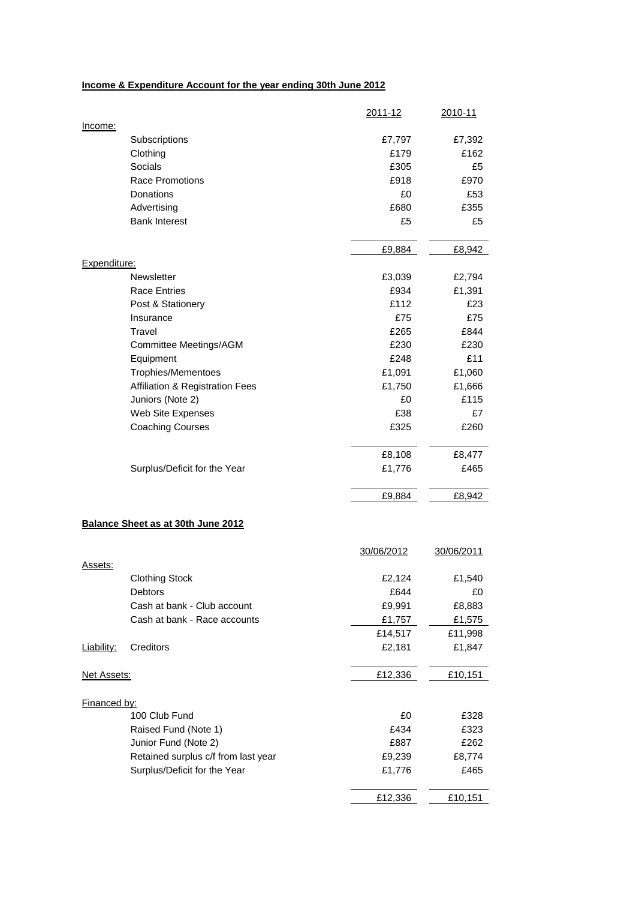**Income & Expenditure Account for the year ending 30th June 2012**

| | | 2011-12 | 2010-11 |
|---|---|---|---|
| Income: | | | |
| | Subscriptions | £7,797 | £7,392 |
| | Clothing | £179 | £162 |
| | Socials | £305 | £5 |
| | Race Promotions | £918 | £970 |
| | Donations | £0 | £53 |
| | Advertising | £680 | £355 |
| | Bank Interest | £5 | £5 |
| | | £9,884 | £8,942 |
| Expenditure: | | | |
| | Newsletter | £3,039 | £2,794 |
| | Race Entries | £934 | £1,391 |
| | Post & Stationery | £112 | £23 |
| | Insurance | £75 | £75 |
| | Travel | £265 | £844 |
| | Committee Meetings/AGM | £230 | £230 |
| | Equipment | £248 | £11 |
| | Trophies/Mementoes | £1,091 | £1,060 |
| | Affiliation & Registration Fees | £1,750 | £1,666 |
| | Juniors (Note 2) | £0 | £115 |
| | Web Site Expenses | £38 | £7 |
| | Coaching Courses | £325 | £260 |
| | | £8,108 | £8,477 |
| | Surplus/Deficit for the Year | £1,776 | £465 |
| | | £9,884 | £8,942 |

**Balance Sheet as at 30th June 2012**

| | | 30/06/2012 | 30/06/2011 |
|---|---|---|---|
| Assets: | | | |
| | Clothing Stock | £2,124 | £1,540 |
| | Debtors | £644 | £0 |
| | Cash at bank - Club account | £9,991 | £8,883 |
| | Cash at bank - Race accounts | £1,757 | £1,575 |
| | | £14,517 | £11,998 |
| Liability: | Creditors | £2,181 | £1,847 |
| Net Assets: | | £12,336 | £10,151 |
| Financed by: | | | |
| | 100 Club Fund | £0 | £328 |
| | Raised Fund (Note 1) | £434 | £323 |
| | Junior Fund (Note 2) | £887 | £262 |
| | Retained surplus c/f from last year | £9,239 | £8,774 |
| | Surplus/Deficit for the Year | £1,776 | £465 |
| | | £12,336 | £10,151 |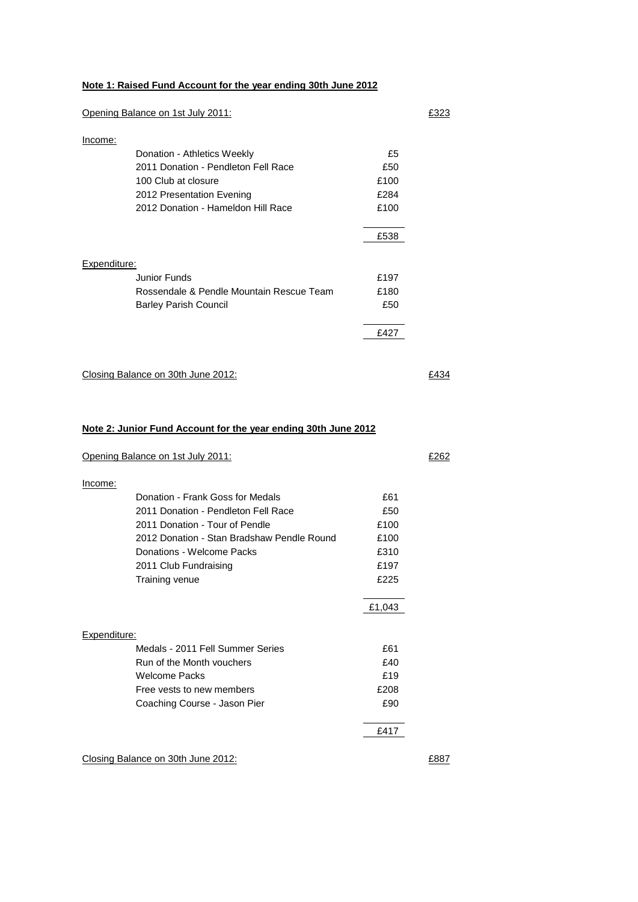**Note 1: Raised Fund Account for the year ending 30th June 2012**

| | | |
|---|---|---|
| Opening Balance on 1st July 2011: | | £323 |
| **Income:** | | |
| Donation - Athletics Weekly | £5 | |
| 2011 Donation - Pendleton Fell Race | £50 | |
| 100 Club at closure | £100 | |
| 2012 Presentation Evening | £284 | |
| 2012 Donation - Hameldon Hill Race | £100 | |
| | £538 | |
| **Expenditure:** | | |
| Junior Funds | £197 | |
| Rossendale & Pendle Mountain Rescue Team | £180 | |
| Barley Parish Council | £50 | |
| | £427 | |
| Closing Balance on 30th June 2012: | | £434 |

**Note 2: Junior Fund Account for the year ending 30th June 2012**

| | | |
|---|---|---|
| Opening Balance on 1st July 2011: | | £262 |
| **Income:** | | |
| Donation - Frank Goss for Medals | £61 | |
| 2011 Donation - Pendleton Fell Race | £50 | |
| 2011 Donation - Tour of Pendle | £100 | |
| 2012 Donation - Stan Bradshaw Pendle Round | £100 | |
| Donations - Welcome Packs | £310 | |
| 2011 Club Fundraising | £197 | |
| Training venue | £225 | |
| | £1,043 | |
| **Expenditure:** | | |
| Medals - 2011 Fell Summer Series | £61 | |
| Run of the Month vouchers | £40 | |
| Welcome Packs | £19 | |
| Free vests to new members | £208 | |
| Coaching Course - Jason Pier | £90 | |
| | £417 | |
| Closing Balance on 30th June 2012: | | £887 |